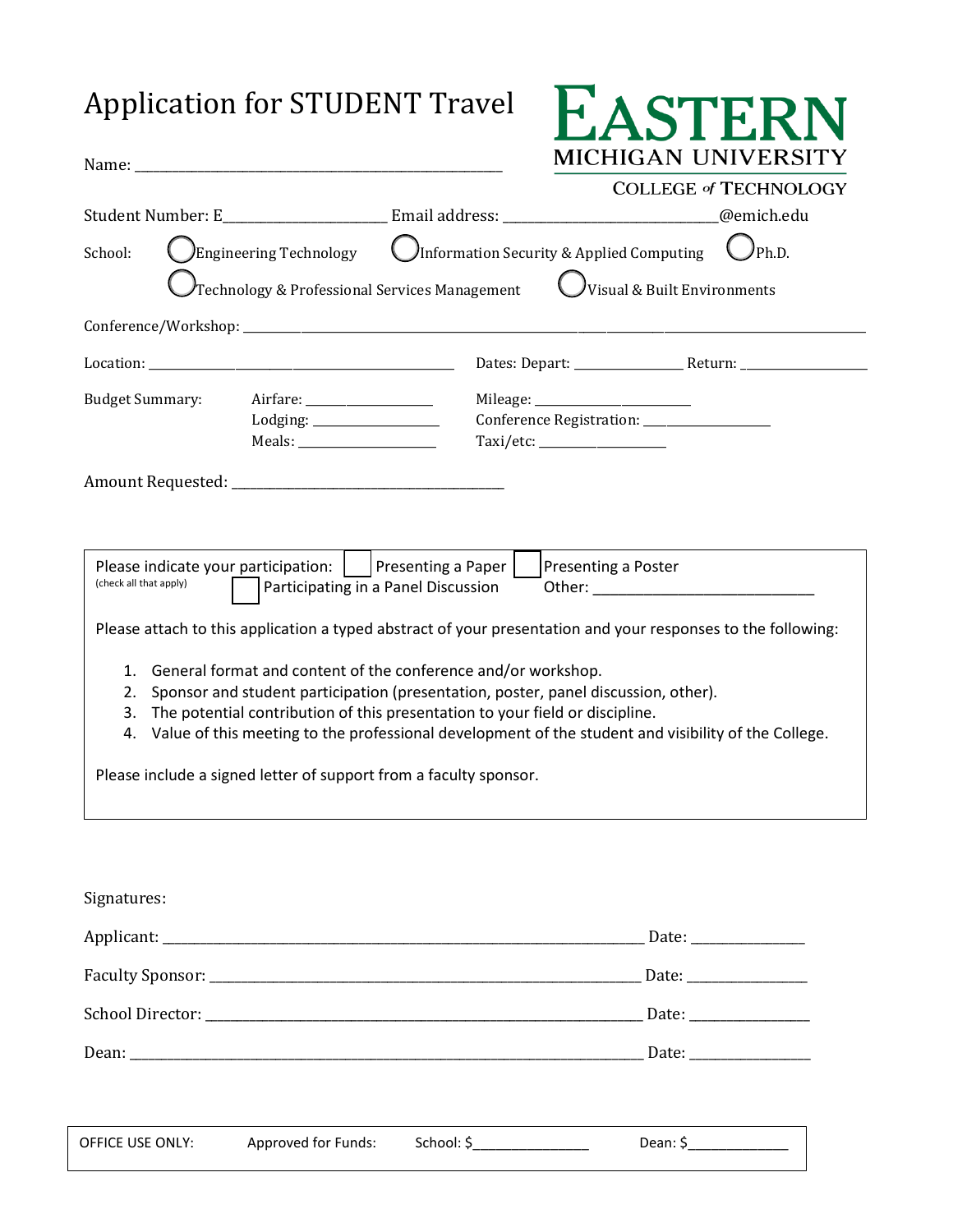# Application for STUDENT Travel

EASTERN MICHIGAN UNIVERSITY
COLLEGE *of* TECHNOLOGY

Name: ___________________________________________

Student Number: E____________________ Email address: ___________________________@emich.edu

School: ◯ Engineering Technology ◯ Information Security & Applied Computing ◯ Ph.D.
◯ Technology & Professional Services Management ◯ Visual & Built Environments

Conference/Workshop: ___________________________________________________________________________

Location: ________________________________________ Dates: Depart: _______________ Return: __________________

Budget Summary:
Airfare: __________________ Mileage: ______________________
Lodging: __________________ Conference Registration: __________________
Meals: ____________________ Taxi/etc: ___________________

Amount Requested: _____________________________________

Please indicate your participation: ☐ Presenting a Paper ☐ Presenting a Poster
(check all that apply) ☐ Participating in a Panel Discussion Other: ____________________________

Please attach to this application a typed abstract of your presentation and your responses to the following:

1. General format and content of the conference and/or workshop.
2. Sponsor and student participation (presentation, poster, panel discussion, other).
3. The potential contribution of this presentation to your field or discipline.
4. Value of this meeting to the professional development of the student and visibility of the College.

Please include a signed letter of support from a faculty sponsor.

Signatures:

Applicant: ______________________________________________________________ Date: _______________

Faculty Sponsor: _________________________________________________________ Date: _______________

School Director: _________________________________________________________ Date: _______________

Dean: __________________________________________________________________ Date: _______________

OFFICE USE ONLY: Approved for Funds: School: $_______________ Dean: $______________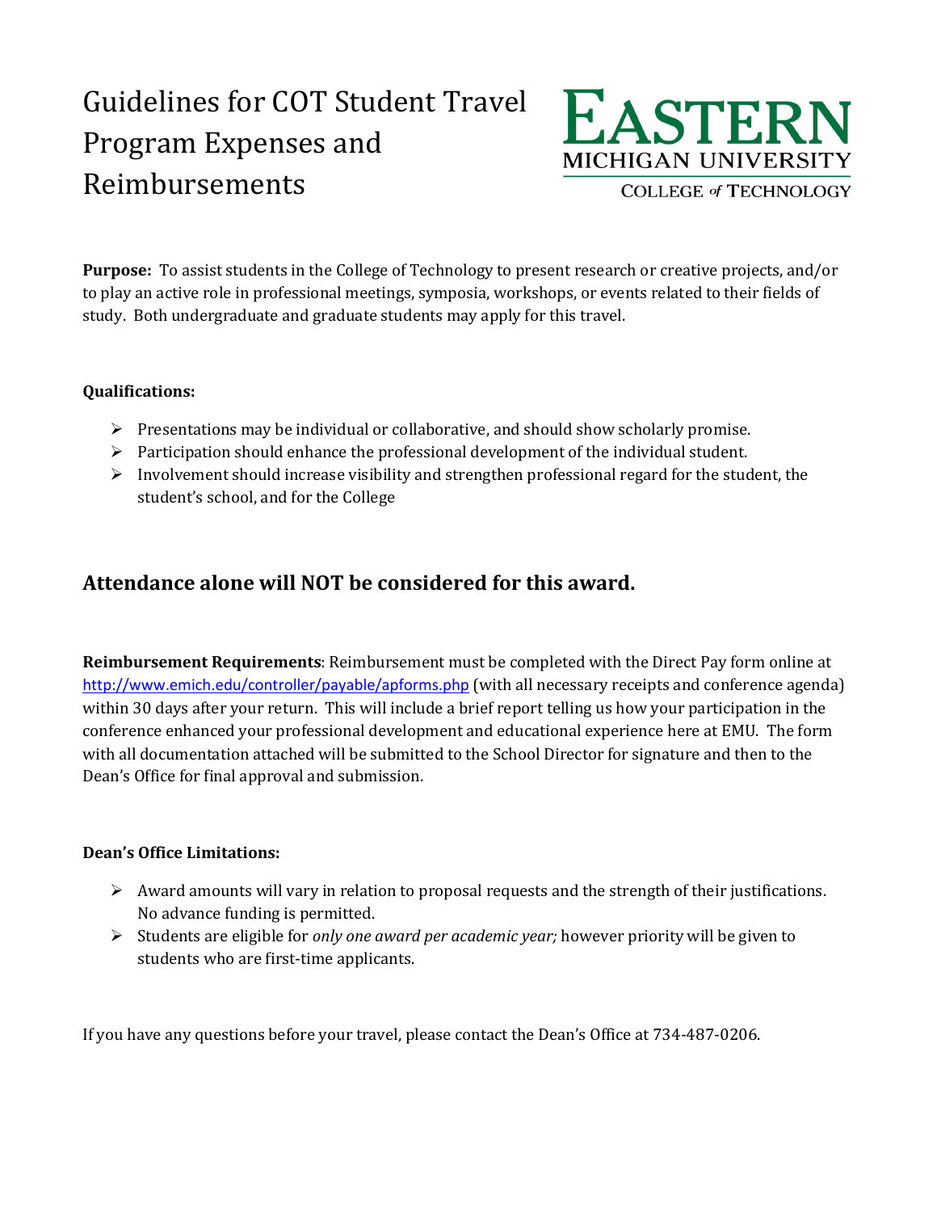# Guidelines for COT Student Travel Program Expenses and Reimbursements

EASTERN MICHIGAN UNIVERSITY
COLLEGE of TECHNOLOGY

**Purpose:** To assist students in the College of Technology to present research or creative projects, and/or to play an active role in professional meetings, symposia, workshops, or events related to their fields of study. Both undergraduate and graduate students may apply for this travel.

**Qualifications:**

- Presentations may be individual or collaborative, and should show scholarly promise.
- Participation should enhance the professional development of the individual student.
- Involvement should increase visibility and strengthen professional regard for the student, the student's school, and for the College

## Attendance alone will NOT be considered for this award.

**Reimbursement Requirements**: Reimbursement must be completed with the Direct Pay form online at http://www.emich.edu/controller/payable/apforms.php (with all necessary receipts and conference agenda) within 30 days after your return. This will include a brief report telling us how your participation in the conference enhanced your professional development and educational experience here at EMU. The form with all documentation attached will be submitted to the School Director for signature and then to the Dean's Office for final approval and submission.

**Dean's Office Limitations:**

- Award amounts will vary in relation to proposal requests and the strength of their justifications. No advance funding is permitted.
- Students are eligible for *only one award per academic year;* however priority will be given to students who are first-time applicants.

If you have any questions before your travel, please contact the Dean's Office at 734-487-0206.